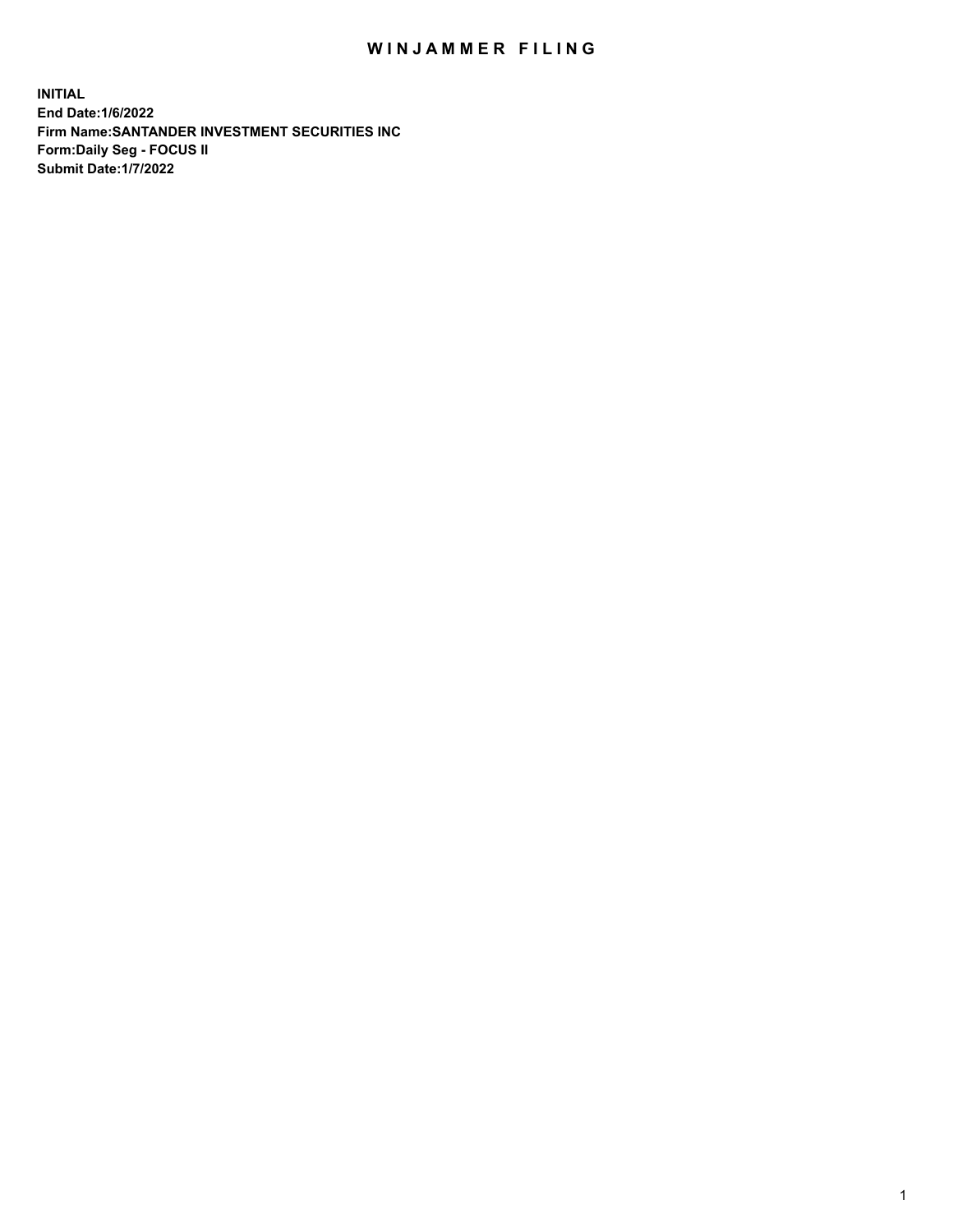# WINJAMMER FILING

**INITIAL**
**End Date:1/6/2022**
**Firm Name:SANTANDER INVESTMENT SECURITIES INC**
**Form:Daily Seg - FOCUS II**
**Submit Date:1/7/2022**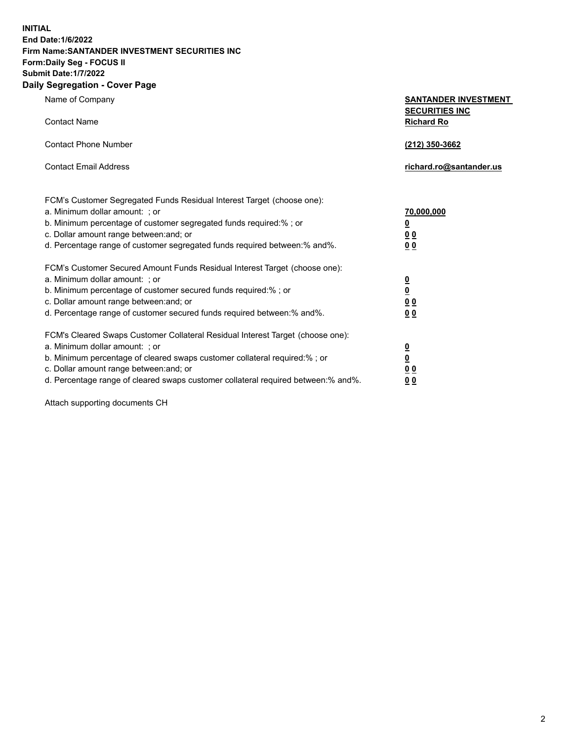**INITIAL**
**End Date:1/6/2022**
**Firm Name:SANTANDER INVESTMENT SECURITIES INC**
**Form:Daily Seg - FOCUS II**
**Submit Date:1/7/2022**

## Daily Segregation - Cover Page

| | |
|---|---|
| Name of Company | **SANTANDER INVESTMENT SECURITIES INC** |
| Contact Name | **Richard Ro** |
| Contact Phone Number | **(212) 350-3662** |
| Contact Email Address | **richard.ro@santander.us** |

| | |
|---|---|
| FCM's Customer Segregated Funds Residual Interest Target (choose one): | |
| a. Minimum dollar amount: ; or | **70,000,000** |
| b. Minimum percentage of customer segregated funds required:% ; or | **0** |
| c. Dollar amount range between:and; or | **0 0** |
| d. Percentage range of customer segregated funds required between:% and%. | **0 0** |
| FCM's Customer Secured Amount Funds Residual Interest Target (choose one): | |
| a. Minimum dollar amount: ; or | **0** |
| b. Minimum percentage of customer secured funds required:% ; or | **0** |
| c. Dollar amount range between:and; or | **0 0** |
| d. Percentage range of customer secured funds required between:% and%. | **0 0** |
| FCM's Cleared Swaps Customer Collateral Residual Interest Target (choose one): | |
| a. Minimum dollar amount: ; or | **0** |
| b. Minimum percentage of cleared swaps customer collateral required:% ; or | **0** |
| c. Dollar amount range between:and; or | **0 0** |
| d. Percentage range of cleared swaps customer collateral required between:% and%. | **0 0** |

Attach supporting documents CH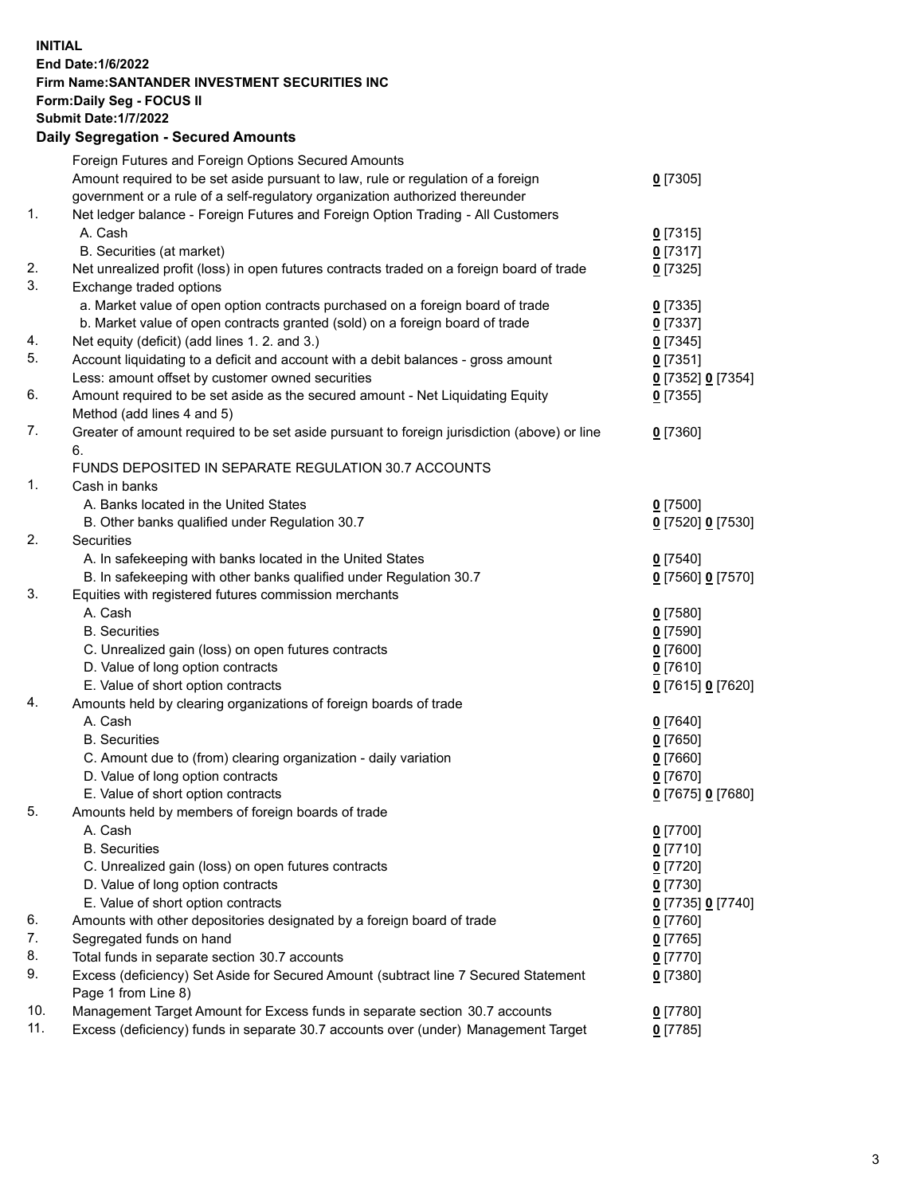**INITIAL**
**End Date:1/6/2022**
**Firm Name:SANTANDER INVESTMENT SECURITIES INC**
**Form:Daily Seg - FOCUS II**
**Submit Date:1/7/2022**

## Daily Segregation - Secured Amounts

| | | |
|---|---|---|
| | Foreign Futures and Foreign Options Secured Amounts | |
| | Amount required to be set aside pursuant to law, rule or regulation of a foreign government or a rule of a self-regulatory organization authorized thereunder | 0 [7305] |
| 1. | Net ledger balance - Foreign Futures and Foreign Option Trading - All Customers | |
| | A. Cash | 0 [7315] |
| | B. Securities (at market) | 0 [7317] |
| 2. | Net unrealized profit (loss) in open futures contracts traded on a foreign board of trade | 0 [7325] |
| 3. | Exchange traded options | |
| | a. Market value of open option contracts purchased on a foreign board of trade | 0 [7335] |
| | b. Market value of open contracts granted (sold) on a foreign board of trade | 0 [7337] |
| 4. | Net equity (deficit) (add lines 1. 2. and 3.) | 0 [7345] |
| 5. | Account liquidating to a deficit and account with a debit balances - gross amount | 0 [7351] |
| | Less: amount offset by customer owned securities | 0 [7352] 0 [7354] |
| 6. | Amount required to be set aside as the secured amount - Net Liquidating Equity Method (add lines 4 and 5) | 0 [7355] |
| 7. | Greater of amount required to be set aside pursuant to foreign jurisdiction (above) or line 6. | 0 [7360] |
| | FUNDS DEPOSITED IN SEPARATE REGULATION 30.7 ACCOUNTS | |
| 1. | Cash in banks | |
| | A. Banks located in the United States | 0 [7500] |
| | B. Other banks qualified under Regulation 30.7 | 0 [7520] 0 [7530] |
| 2. | Securities | |
| | A. In safekeeping with banks located in the United States | 0 [7540] |
| | B. In safekeeping with other banks qualified under Regulation 30.7 | 0 [7560] 0 [7570] |
| 3. | Equities with registered futures commission merchants | |
| | A. Cash | 0 [7580] |
| | B. Securities | 0 [7590] |
| | C. Unrealized gain (loss) on open futures contracts | 0 [7600] |
| | D. Value of long option contracts | 0 [7610] |
| | E. Value of short option contracts | 0 [7615] 0 [7620] |
| 4. | Amounts held by clearing organizations of foreign boards of trade | |
| | A. Cash | 0 [7640] |
| | B. Securities | 0 [7650] |
| | C. Amount due to (from) clearing organization - daily variation | 0 [7660] |
| | D. Value of long option contracts | 0 [7670] |
| | E. Value of short option contracts | 0 [7675] 0 [7680] |
| 5. | Amounts held by members of foreign boards of trade | |
| | A. Cash | 0 [7700] |
| | B. Securities | 0 [7710] |
| | C. Unrealized gain (loss) on open futures contracts | 0 [7720] |
| | D. Value of long option contracts | 0 [7730] |
| | E. Value of short option contracts | 0 [7735] 0 [7740] |
| 6. | Amounts with other depositories designated by a foreign board of trade | 0 [7760] |
| 7. | Segregated funds on hand | 0 [7765] |
| 8. | Total funds in separate section 30.7 accounts | 0 [7770] |
| 9. | Excess (deficiency) Set Aside for Secured Amount (subtract line 7 Secured Statement Page 1 from Line 8) | 0 [7380] |
| 10. | Management Target Amount for Excess funds in separate section 30.7 accounts | 0 [7780] |
| 11. | Excess (deficiency) funds in separate 30.7 accounts over (under) Management Target | 0 [7785] |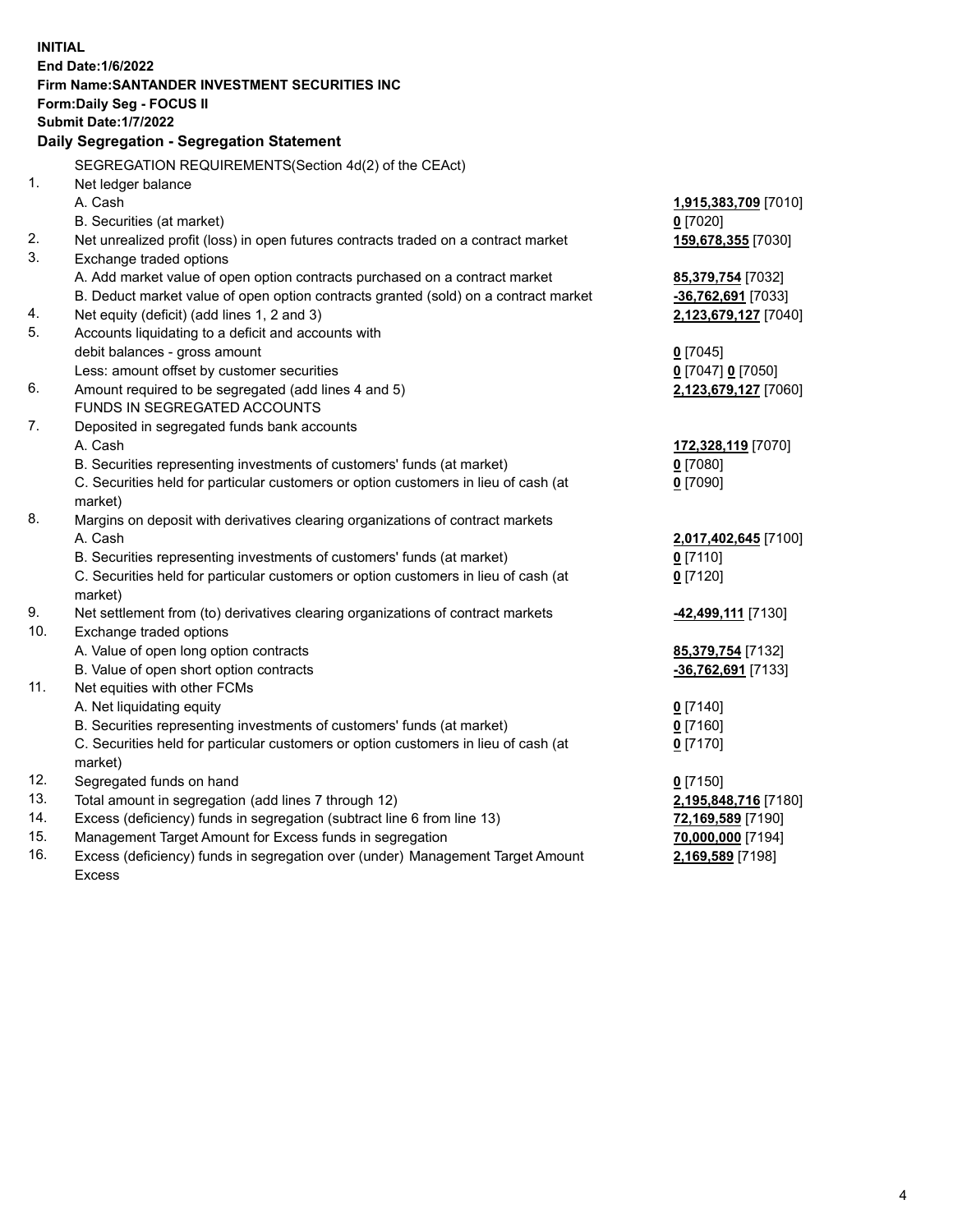**INITIAL**
**End Date:1/6/2022**
**Firm Name:SANTANDER INVESTMENT SECURITIES INC**
**Form:Daily Seg - FOCUS II**
**Submit Date:1/7/2022**

**Daily Segregation - Segregation Statement**

SEGREGATION REQUIREMENTS(Section 4d(2) of the CEAct)

| | | |
|---|---|---|
| 1. | Net ledger balance | |
| | A. Cash | **1,915,383,709** [7010] |
| | B. Securities (at market) | **0** [7020] |
| 2. | Net unrealized profit (loss) in open futures contracts traded on a contract market | **159,678,355** [7030] |
| 3. | Exchange traded options | |
| | A. Add market value of open option contracts purchased on a contract market | **85,379,754** [7032] |
| | B. Deduct market value of open option contracts granted (sold) on a contract market | **-36,762,691** [7033] |
| 4. | Net equity (deficit) (add lines 1, 2 and 3) | **2,123,679,127** [7040] |
| 5. | Accounts liquidating to a deficit and accounts with debit balances - gross amount | **0** [7045] |
| | Less: amount offset by customer securities | **0** [7047] **0** [7050] |
| 6. | Amount required to be segregated (add lines 4 and 5) | **2,123,679,127** [7060] |
| | FUNDS IN SEGREGATED ACCOUNTS | |
| 7. | Deposited in segregated funds bank accounts | |
| | A. Cash | **172,328,119** [7070] |
| | B. Securities representing investments of customers' funds (at market) | **0** [7080] |
| | C. Securities held for particular customers or option customers in lieu of cash (at market) | **0** [7090] |
| 8. | Margins on deposit with derivatives clearing organizations of contract markets | |
| | A. Cash | **2,017,402,645** [7100] |
| | B. Securities representing investments of customers' funds (at market) | **0** [7110] |
| | C. Securities held for particular customers or option customers in lieu of cash (at market) | **0** [7120] |
| 9. | Net settlement from (to) derivatives clearing organizations of contract markets | **-42,499,111** [7130] |
| 10. | Exchange traded options | |
| | A. Value of open long option contracts | **85,379,754** [7132] |
| | B. Value of open short option contracts | **-36,762,691** [7133] |
| 11. | Net equities with other FCMs | |
| | A. Net liquidating equity | **0** [7140] |
| | B. Securities representing investments of customers' funds (at market) | **0** [7160] |
| | C. Securities held for particular customers or option customers in lieu of cash (at market) | **0** [7170] |
| 12. | Segregated funds on hand | **0** [7150] |
| 13. | Total amount in segregation (add lines 7 through 12) | **2,195,848,716** [7180] |
| 14. | Excess (deficiency) funds in segregation (subtract line 6 from line 13) | **72,169,589** [7190] |
| 15. | Management Target Amount for Excess funds in segregation | **70,000,000** [7194] |
| 16. | Excess (deficiency) funds in segregation over (under) Management Target Amount Excess | **2,169,589** [7198] |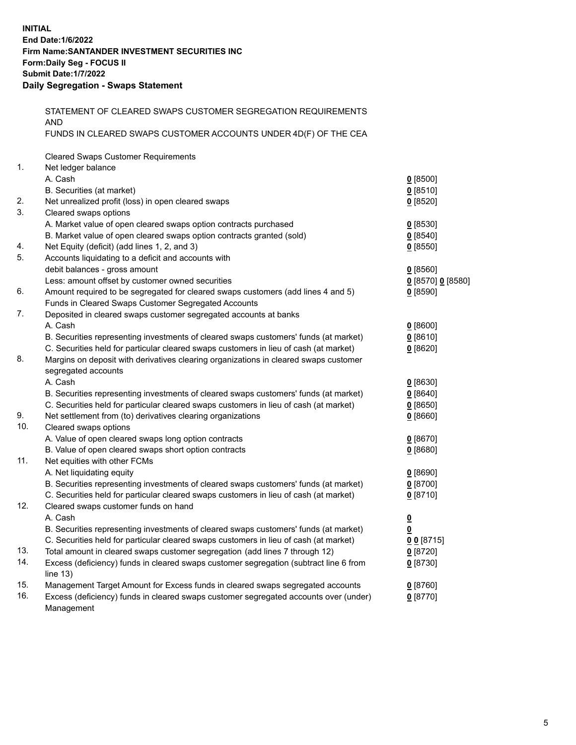**INITIAL**
**End Date:1/6/2022**
**Firm Name:SANTANDER INVESTMENT SECURITIES INC**
**Form:Daily Seg - FOCUS II**
**Submit Date:1/7/2022**
**Daily Segregation - Swaps Statement**

STATEMENT OF CLEARED SWAPS CUSTOMER SEGREGATION REQUIREMENTS AND FUNDS IN CLEARED SWAPS CUSTOMER ACCOUNTS UNDER 4D(F) OF THE CEA

| | | |
|---|---|---|
| | Cleared Swaps Customer Requirements | |
| 1. | Net ledger balance | |
| | A. Cash | 0 [8500] |
| | B. Securities (at market) | 0 [8510] |
| 2. | Net unrealized profit (loss) in open cleared swaps | 0 [8520] |
| 3. | Cleared swaps options | |
| | A. Market value of open cleared swaps option contracts purchased | 0 [8530] |
| | B. Market value of open cleared swaps option contracts granted (sold) | 0 [8540] |
| 4. | Net Equity (deficit) (add lines 1, 2, and 3) | 0 [8550] |
| 5. | Accounts liquidating to a deficit and accounts with | |
| | debit balances - gross amount | 0 [8560] |
| | Less: amount offset by customer owned securities | 0 [8570] 0 [8580] |
| 6. | Amount required to be segregated for cleared swaps customers (add lines 4 and 5) | 0 [8590] |
| | Funds in Cleared Swaps Customer Segregated Accounts | |
| 7. | Deposited in cleared swaps customer segregated accounts at banks | |
| | A. Cash | 0 [8600] |
| | B. Securities representing investments of cleared swaps customers' funds (at market) | 0 [8610] |
| | C. Securities held for particular cleared swaps customers in lieu of cash (at market) | 0 [8620] |
| 8. | Margins on deposit with derivatives clearing organizations in cleared swaps customer segregated accounts | |
| | A. Cash | 0 [8630] |
| | B. Securities representing investments of cleared swaps customers' funds (at market) | 0 [8640] |
| | C. Securities held for particular cleared swaps customers in lieu of cash (at market) | 0 [8650] |
| 9. | Net settlement from (to) derivatives clearing organizations | 0 [8660] |
| 10. | Cleared swaps options | |
| | A. Value of open cleared swaps long option contracts | 0 [8670] |
| | B. Value of open cleared swaps short option contracts | 0 [8680] |
| 11. | Net equities with other FCMs | |
| | A. Net liquidating equity | 0 [8690] |
| | B. Securities representing investments of cleared swaps customers' funds (at market) | 0 [8700] |
| | C. Securities held for particular cleared swaps customers in lieu of cash (at market) | 0 [8710] |
| 12. | Cleared swaps customer funds on hand | |
| | A. Cash | 0 |
| | B. Securities representing investments of cleared swaps customers' funds (at market) | 0 |
| | C. Securities held for particular cleared swaps customers in lieu of cash (at market) | 0 0 [8715] |
| 13. | Total amount in cleared swaps customer segregation (add lines 7 through 12) | 0 [8720] |
| 14. | Excess (deficiency) funds in cleared swaps customer segregation (subtract line 6 from line 13) | 0 [8730] |
| 15. | Management Target Amount for Excess funds in cleared swaps segregated accounts | 0 [8760] |
| 16. | Excess (deficiency) funds in cleared swaps customer segregated accounts over (under) Management | 0 [8770] |